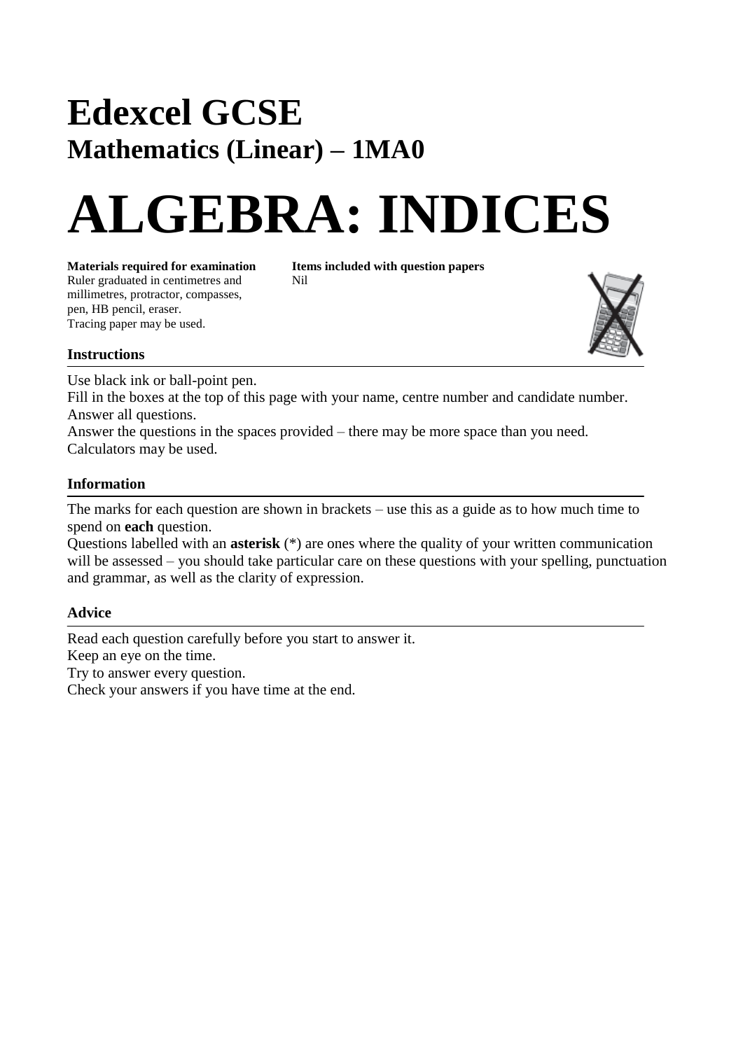# Edexcel GCSE

## Mathematics (Linear) – 1MA0

# ALGEBRA: INDICES

**Materials required for examination**
Ruler graduated in centimetres and millimetres, protractor, compasses, pen, HB pencil, eraser.
Tracing paper may be used.

**Items included with question papers**
Nil

### Instructions

Use black ink or ball-point pen.
Fill in the boxes at the top of this page with your name, centre number and candidate number.
Answer all questions.
Answer the questions in the spaces provided – there may be more space than you need.
Calculators may be used.

### Information

The marks for each question are shown in brackets – use this as a guide as to how much time to spend on **each** question.
Questions labelled with an **asterisk** (*) are ones where the quality of your written communication will be assessed – you should take particular care on these questions with your spelling, punctuation and grammar, as well as the clarity of expression.

### Advice

Read each question carefully before you start to answer it.
Keep an eye on the time.
Try to answer every question.
Check your answers if you have time at the end.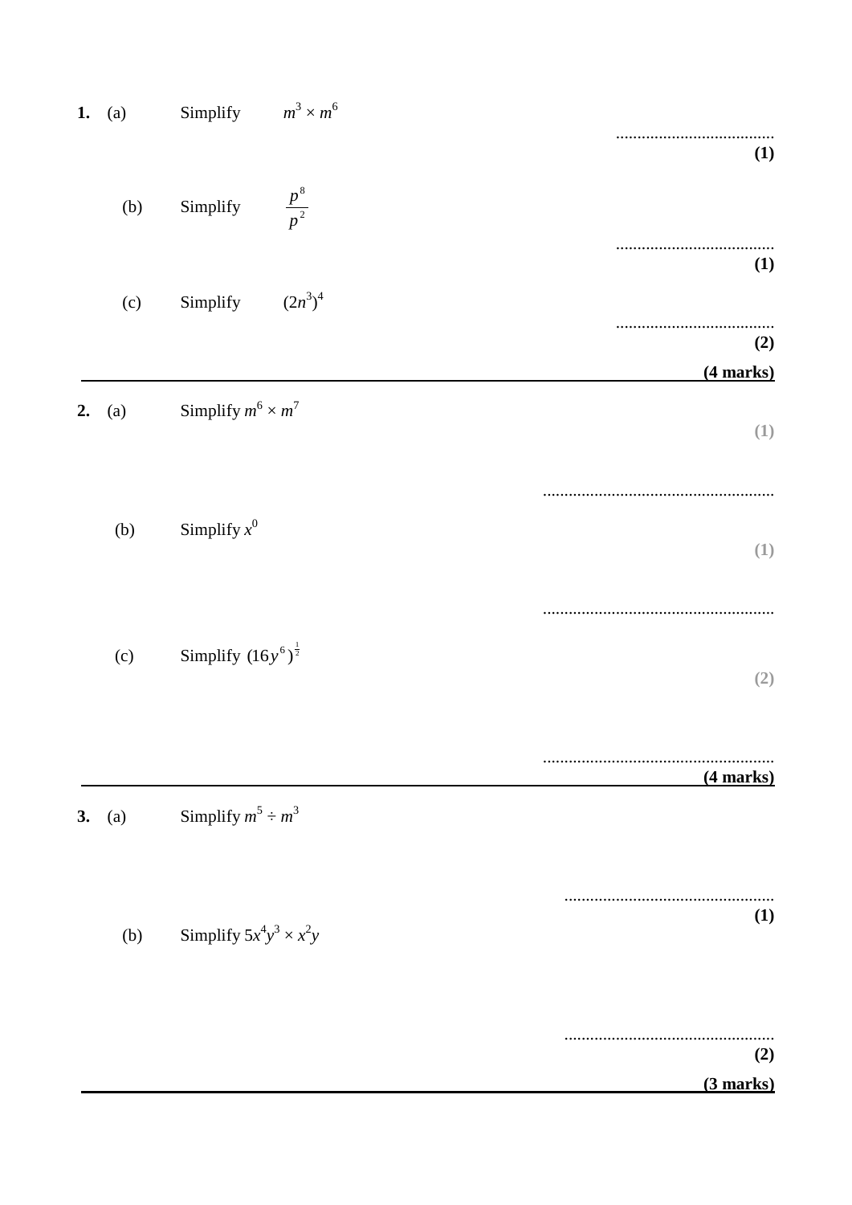**1.** (a) Simplify $m^3 \times m^6$

....................................

**(1)**

(b) Simplify $\frac{p^8}{p^2}$

....................................

**(1)**

(c) Simplify $(2n^3)^4$

....................................

**(2)**

**(4 marks)**

---

**2.** (a) Simplify $m^6 \times m^7$

**(1)**

....................................................

(b) Simplify $x^0$

**(1)**

....................................................

(c) Simplify $(16y^6)^{\frac{1}{2}}$

**(2)**

....................................................

**(4 marks)**

---

**3.** (a) Simplify $m^5 \div m^3$

................................................

**(1)**

(b) Simplify $5x^4y^3 \times x^2y$

................................................

**(2)**

**(3 marks)**

---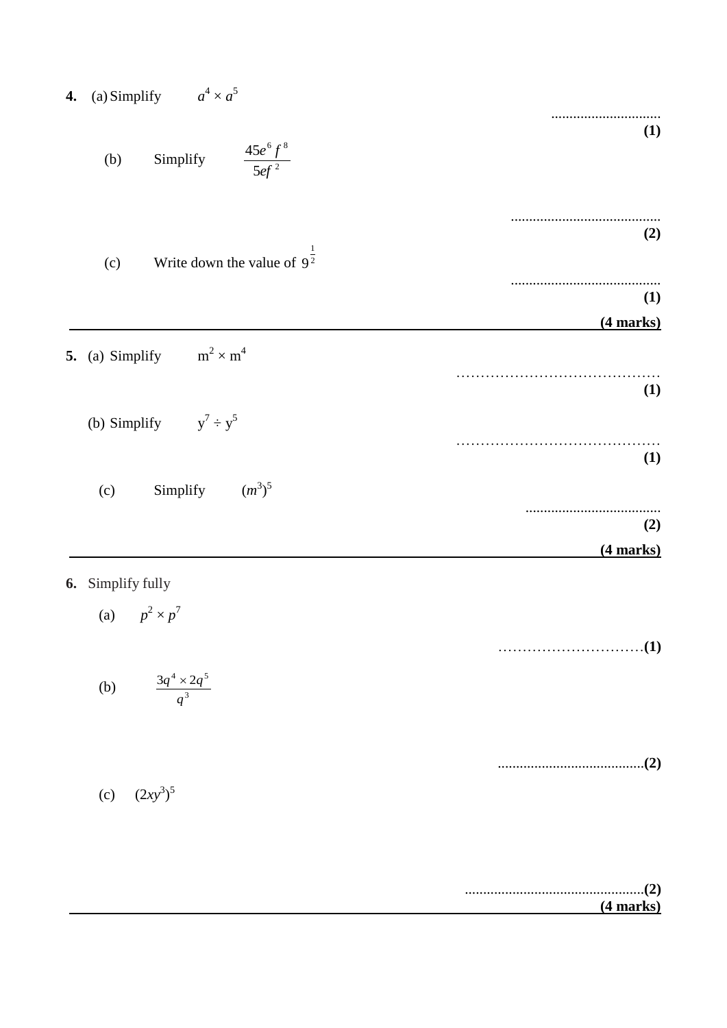**4.** (a) Simplify $a^4 \times a^5$

..............................
**(1)**

(b) Simplify $\dfrac{45e^6 f^8}{5ef^2}$

..........................................
**(2)**

(c) Write down the value of $9^{\frac{1}{2}}$

..........................................
**(1)**

**(4 marks)**

---

**5.** (a) Simplify $m^2 \times m^4$

..........................................
**(1)**

(b) Simplify $y^7 \div y^5$

..........................................
**(1)**

(c) Simplify $(m^3)^5$

.....................................
**(2)**

**(4 marks)**

---

**6.** Simplify fully

(a) $p^2 \times p^7$

..............................**(1)**

(b) $\dfrac{3q^4 \times 2q^5}{q^3}$

..........................................**(2)**

(c) $(2xy^3)^5$

..................................................**(2)**

**(4 marks)**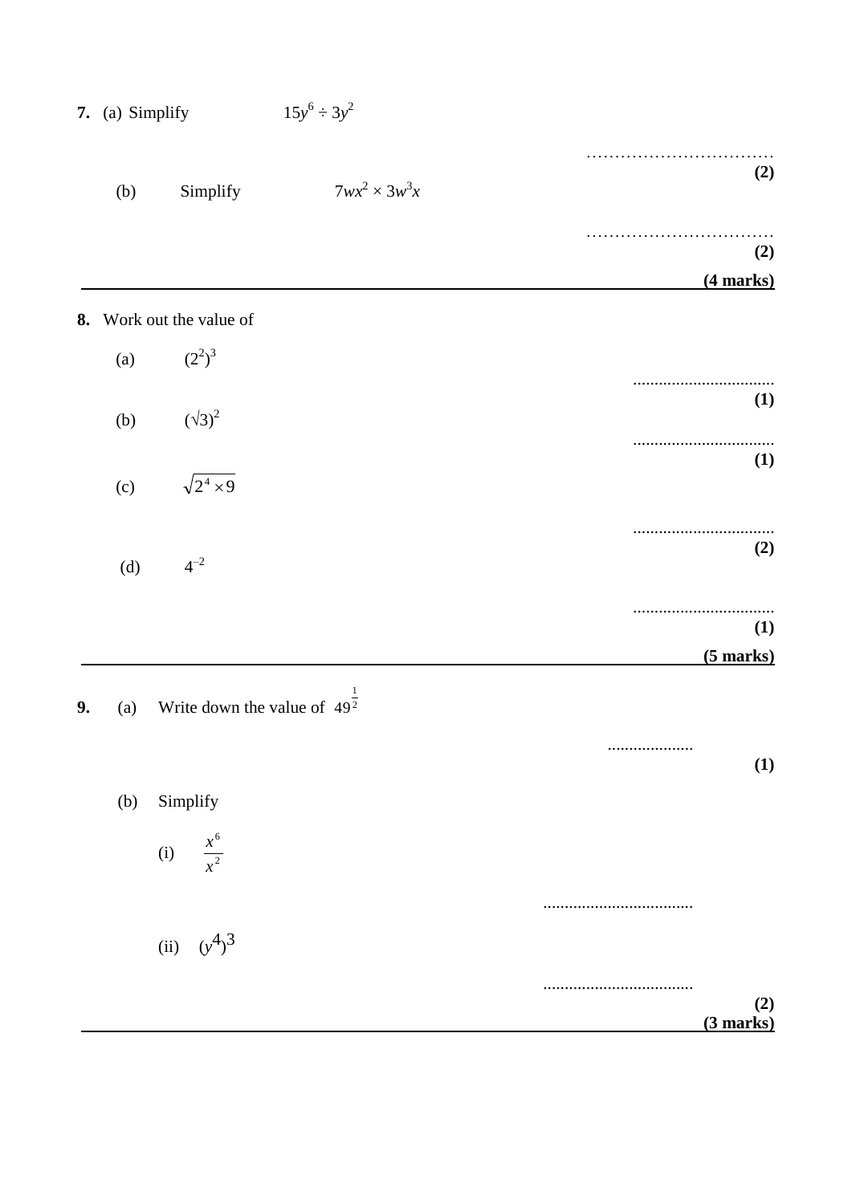**7.** (a) Simplify $15y^6 \div 3y^2$

……………………………

**(2)**

(b) Simplify $7wx^2 \times 3w^3x$

……………………………

**(2)**

**(4 marks)**

---

**8.** Work out the value of

(a) $(2^2)^3$

……………………………

**(1)**

(b) $(\sqrt{3})^2$

……………………………

**(1)**

(c) $\sqrt{2^4 \times 9}$

……………………………

**(2)**

(d) $4^{-2}$

……………………………

**(1)**

**(5 marks)**

---

**9.** (a) Write down the value of $49^{\frac{1}{2}}$

……………………

**(1)**

(b) Simplify

(i) $\frac{x^6}{x^2}$

……………………………

(ii) $(y^4)^3$

……………………………

**(2)**

**(3 marks)**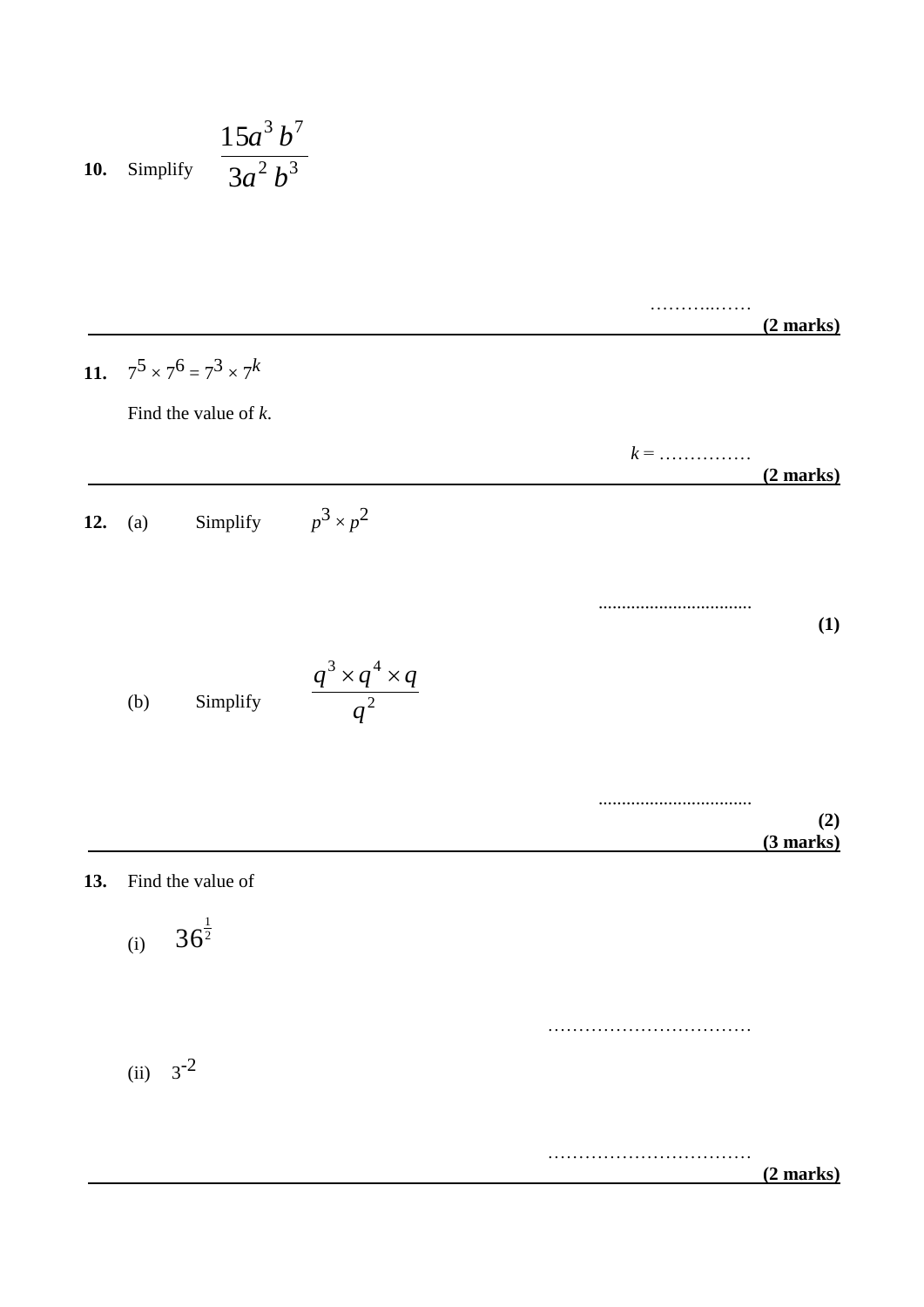**10.** Simplify $\dfrac{15a^3\,b^7}{3a^2\,b^3}$

………..……

**(2 marks)**

---

**11.** $7^5 \times 7^6 = 7^3 \times 7^k$

Find the value of $k$.

$k$ = ……………

**(2 marks)**

---

**12.** (a) Simplify $p^3 \times p^2$

.................................

**(1)**

(b) Simplify $\dfrac{q^3 \times q^4 \times q}{q^2}$

.................................

**(2)**

**(3 marks)**

---

**13.** Find the value of

(i) $36^{\frac{1}{2}}$

……………………………

(ii) $3^{-2}$

……………………………

**(2 marks)**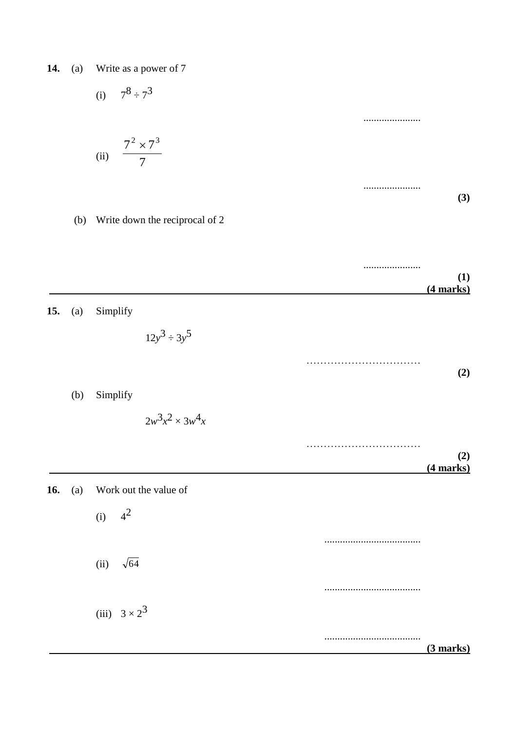**14.** (a) Write as a power of 7

(i) $7^8 \div 7^3$

......................

(ii) $\dfrac{7^2 \times 7^3}{7}$

......................

**(3)**

(b) Write down the reciprocal of 2

......................

**(1)**
**(4 marks)**

---

**15.** (a) Simplify

$$12y^3 \div 3y^5$$

……………………………

**(2)**

(b) Simplify

$$2w^3x^2 \times 3w^4x$$

……………………………

**(2)**
**(4 marks)**

---

**16.** (a) Work out the value of

(i) $4^2$

.....................................

(ii) $\sqrt{64}$

.....................................

(iii) $3 \times 2^3$

.....................................

**(3 marks)**

---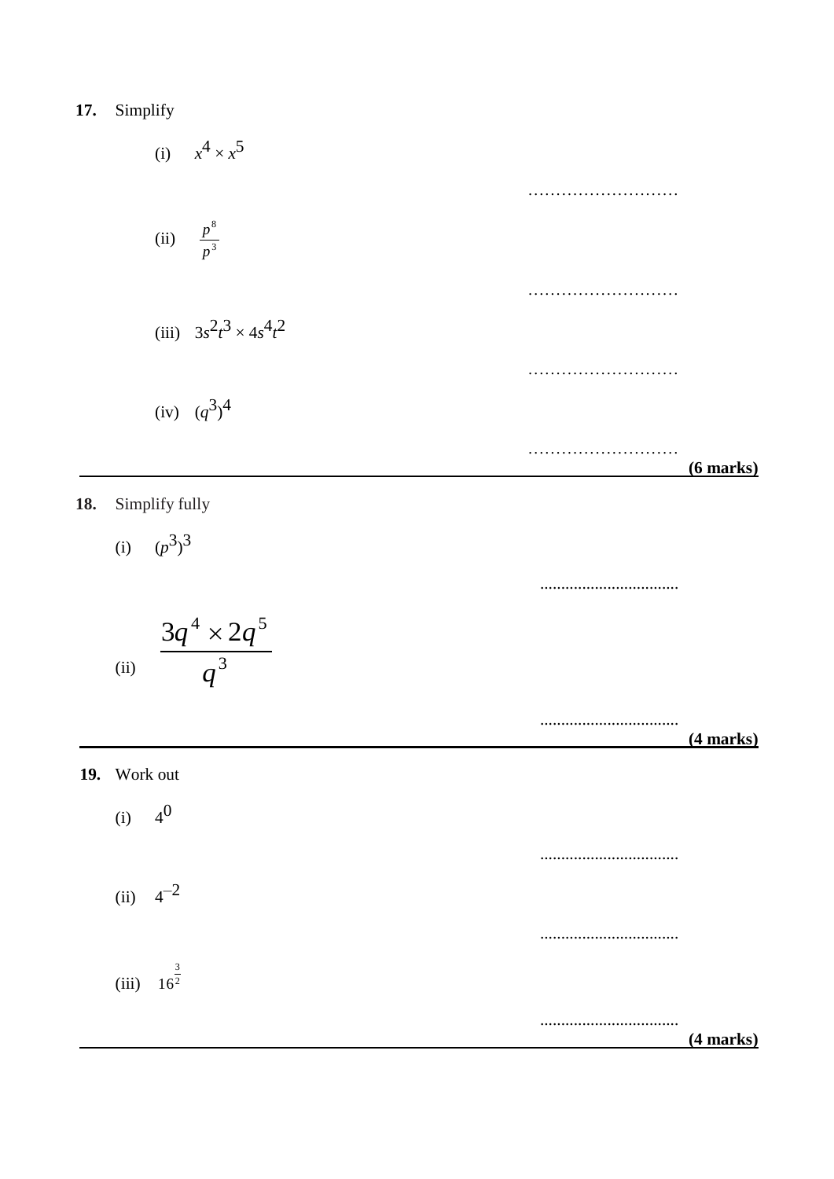**17.** Simplify

(i) $x^4 \times x^5$

...........................

(ii) $\frac{p^8}{p^3}$

...........................

(iii) $3s^2t^3 \times 4s^4t^2$

...........................

(iv) $(q^3)^4$

...........................

**(6 marks)**

---

**18.** Simplify fully

(i) $(p^3)^3$

.................................

(ii) $$\frac{3q^4 \times 2q^5}{q^3}$$

.................................

**(4 marks)**

---

**19.** Work out

(i) $4^0$

.................................

(ii) $4^{-2}$

.................................

(iii) $16^{\frac{3}{2}}$

.................................

**(4 marks)**

---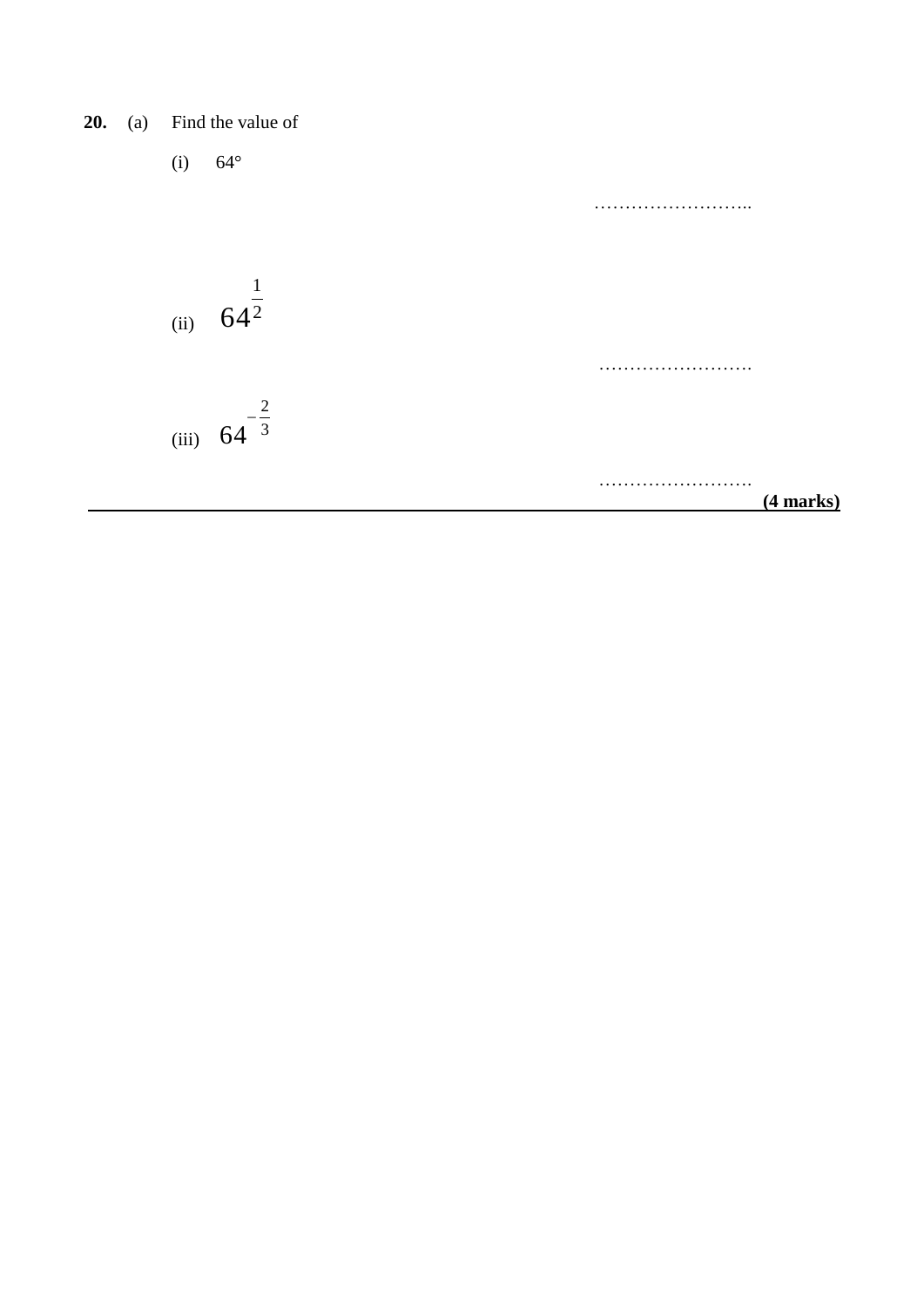**20.** (a) Find the value of

(i) $64°$

……………………..

(ii) $64^{\frac{1}{2}}$

…………………….

(iii) $64^{-\frac{2}{3}}$

…………………….

**(4 marks)**